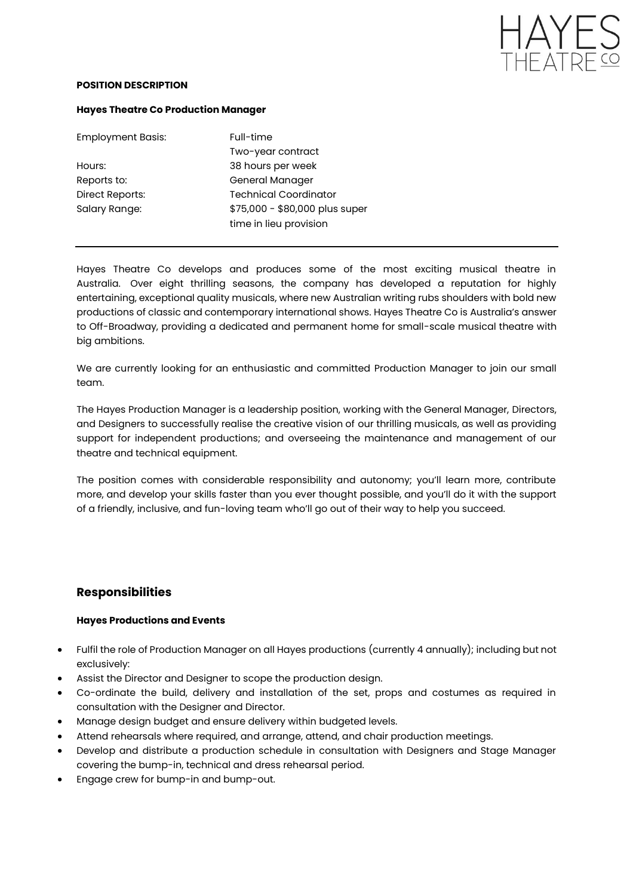**POSITION DESCRIPTION**

**Hayes Theatre Co Production Manager**

| | |
|---|---|
| Employment Basis: | Full-time<br>Two-year contract |
| Hours: | 38 hours per week |
| Reports to: | General Manager |
| Direct Reports: | Technical Coordinator |
| Salary Range: | $75,000 - $80,000 plus super<br>time in lieu provision |

---

Hayes Theatre Co develops and produces some of the most exciting musical theatre in Australia. Over eight thrilling seasons, the company has developed a reputation for highly entertaining, exceptional quality musicals, where new Australian writing rubs shoulders with bold new productions of classic and contemporary international shows. Hayes Theatre Co is Australia's answer to Off-Broadway, providing a dedicated and permanent home for small-scale musical theatre with big ambitions.

We are currently looking for an enthusiastic and committed Production Manager to join our small team.

The Hayes Production Manager is a leadership position, working with the General Manager, Directors, and Designers to successfully realise the creative vision of our thrilling musicals, as well as providing support for independent productions; and overseeing the maintenance and management of our theatre and technical equipment.

The position comes with considerable responsibility and autonomy; you'll learn more, contribute more, and develop your skills faster than you ever thought possible, and you'll do it with the support of a friendly, inclusive, and fun-loving team who'll go out of their way to help you succeed.

## Responsibilities

**Hayes Productions and Events**

- Fulfil the role of Production Manager on all Hayes productions (currently 4 annually); including but not exclusively:
- Assist the Director and Designer to scope the production design.
- Co-ordinate the build, delivery and installation of the set, props and costumes as required in consultation with the Designer and Director.
- Manage design budget and ensure delivery within budgeted levels.
- Attend rehearsals where required, and arrange, attend, and chair production meetings.
- Develop and distribute a production schedule in consultation with Designers and Stage Manager covering the bump-in, technical and dress rehearsal period.
- Engage crew for bump-in and bump-out.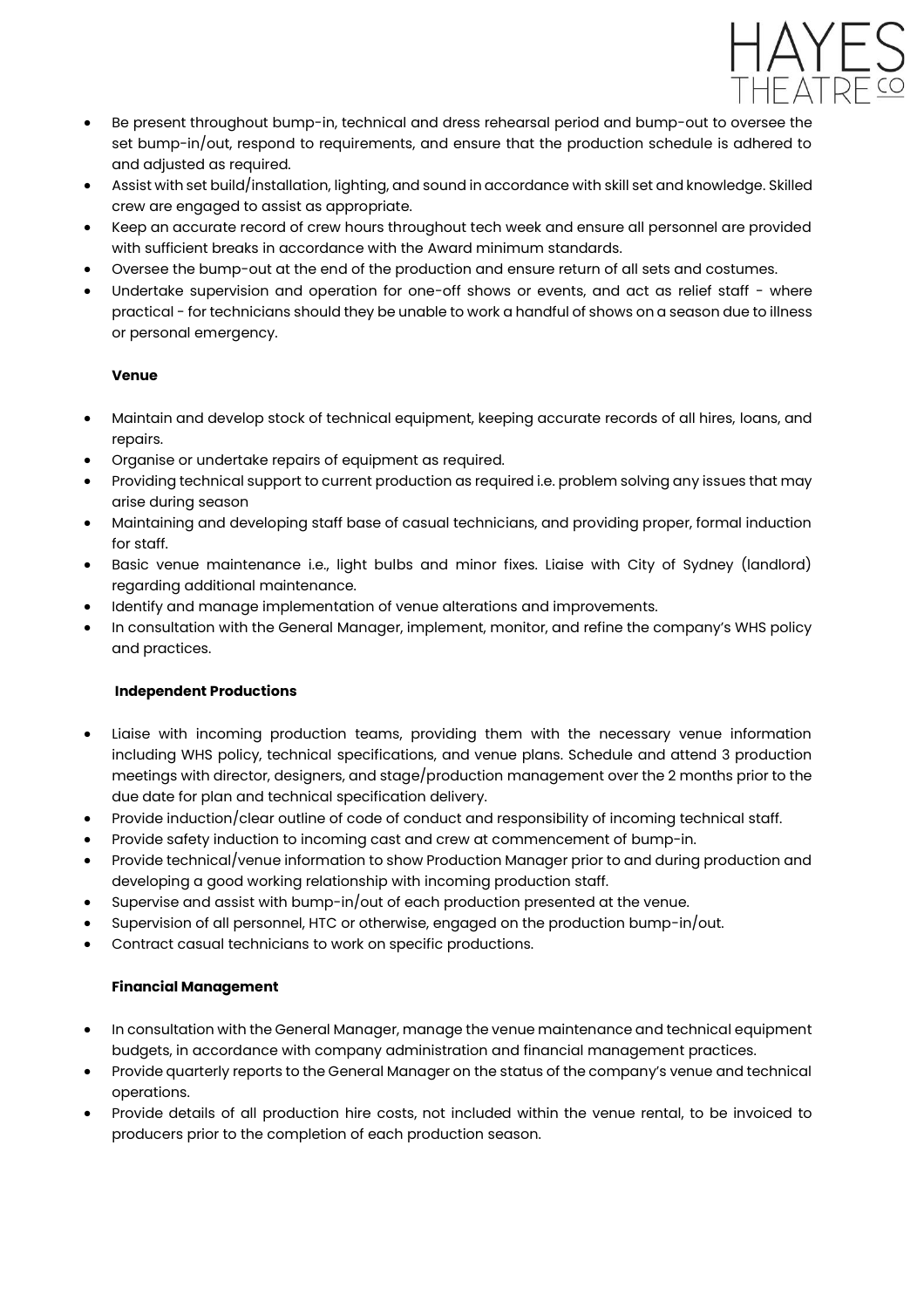- Be present throughout bump-in, technical and dress rehearsal period and bump-out to oversee the set bump-in/out, respond to requirements, and ensure that the production schedule is adhered to and adjusted as required.
- Assist with set build/installation, lighting, and sound in accordance with skill set and knowledge. Skilled crew are engaged to assist as appropriate.
- Keep an accurate record of crew hours throughout tech week and ensure all personnel are provided with sufficient breaks in accordance with the Award minimum standards.
- Oversee the bump-out at the end of the production and ensure return of all sets and costumes.
- Undertake supervision and operation for one-off shows or events, and act as relief staff - where practical - for technicians should they be unable to work a handful of shows on a season due to illness or personal emergency.

**Venue**

- Maintain and develop stock of technical equipment, keeping accurate records of all hires, loans, and repairs.
- Organise or undertake repairs of equipment as required.
- Providing technical support to current production as required i.e. problem solving any issues that may arise during season
- Maintaining and developing staff base of casual technicians, and providing proper, formal induction for staff.
- Basic venue maintenance i.e., light bulbs and minor fixes. Liaise with City of Sydney (landlord) regarding additional maintenance.
- Identify and manage implementation of venue alterations and improvements.
- In consultation with the General Manager, implement, monitor, and refine the company's WHS policy and practices.

**Independent Productions**

- Liaise with incoming production teams, providing them with the necessary venue information including WHS policy, technical specifications, and venue plans. Schedule and attend 3 production meetings with director, designers, and stage/production management over the 2 months prior to the due date for plan and technical specification delivery.
- Provide induction/clear outline of code of conduct and responsibility of incoming technical staff.
- Provide safety induction to incoming cast and crew at commencement of bump-in.
- Provide technical/venue information to show Production Manager prior to and during production and developing a good working relationship with incoming production staff.
- Supervise and assist with bump-in/out of each production presented at the venue.
- Supervision of all personnel, HTC or otherwise, engaged on the production bump-in/out.
- Contract casual technicians to work on specific productions.

**Financial Management**

- In consultation with the General Manager, manage the venue maintenance and technical equipment budgets, in accordance with company administration and financial management practices.
- Provide quarterly reports to the General Manager on the status of the company's venue and technical operations.
- Provide details of all production hire costs, not included within the venue rental, to be invoiced to producers prior to the completion of each production season.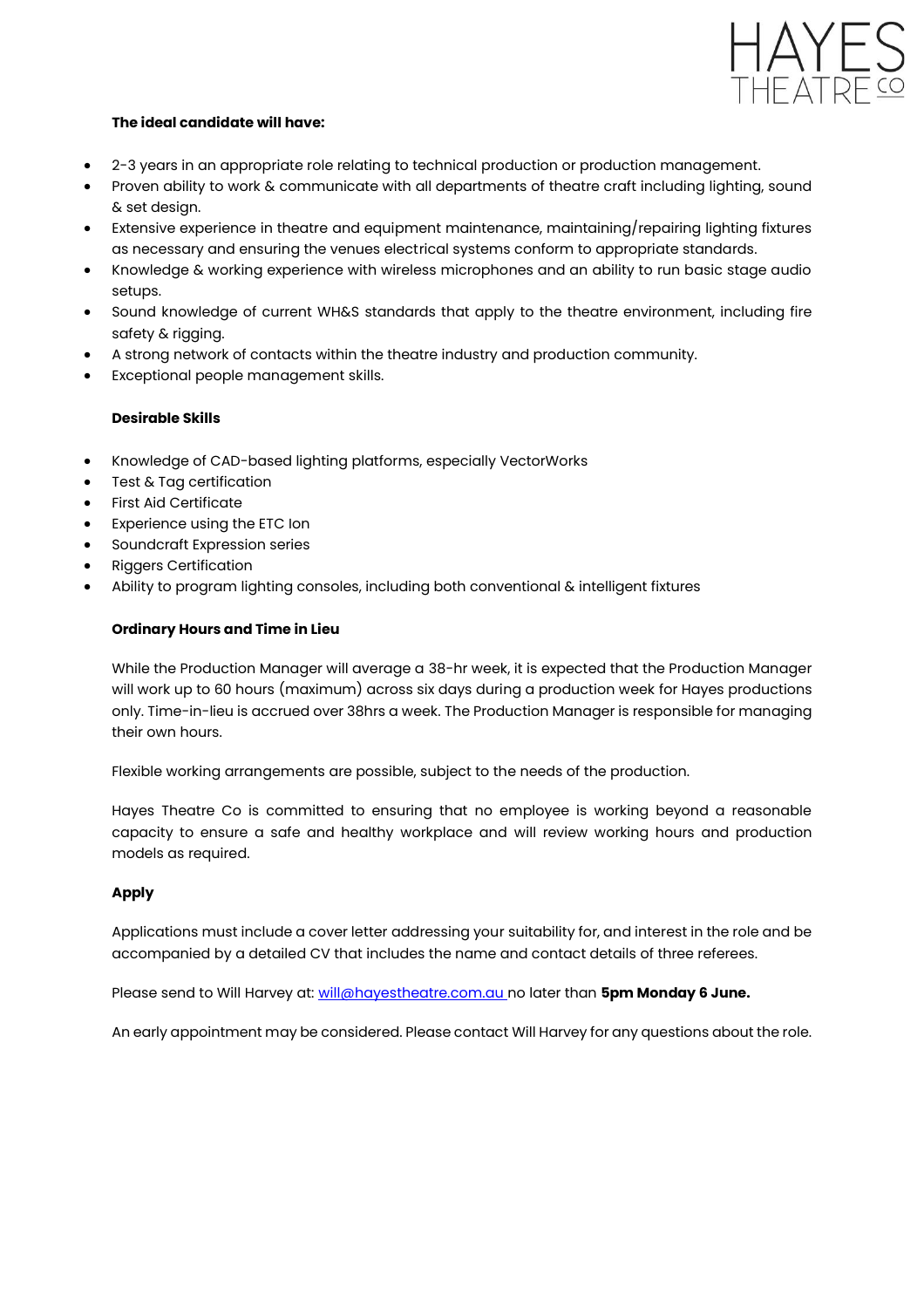**The ideal candidate will have:**

- 2-3 years in an appropriate role relating to technical production or production management.
- Proven ability to work & communicate with all departments of theatre craft including lighting, sound & set design.
- Extensive experience in theatre and equipment maintenance, maintaining/repairing lighting fixtures as necessary and ensuring the venues electrical systems conform to appropriate standards.
- Knowledge & working experience with wireless microphones and an ability to run basic stage audio setups.
- Sound knowledge of current WH&S standards that apply to the theatre environment, including fire safety & rigging.
- A strong network of contacts within the theatre industry and production community.
- Exceptional people management skills.

**Desirable Skills**

- Knowledge of CAD-based lighting platforms, especially VectorWorks
- Test & Tag certification
- First Aid Certificate
- Experience using the ETC Ion
- Soundcraft Expression series
- Riggers Certification
- Ability to program lighting consoles, including both conventional & intelligent fixtures

**Ordinary Hours and Time in Lieu**

While the Production Manager will average a 38-hr week, it is expected that the Production Manager will work up to 60 hours (maximum) across six days during a production week for Hayes productions only. Time-in-lieu is accrued over 38hrs a week. The Production Manager is responsible for managing their own hours.

Flexible working arrangements are possible, subject to the needs of the production.

Hayes Theatre Co is committed to ensuring that no employee is working beyond a reasonable capacity to ensure a safe and healthy workplace and will review working hours and production models as required.

**Apply**

Applications must include a cover letter addressing your suitability for, and interest in the role and be accompanied by a detailed CV that includes the name and contact details of three referees.

Please send to Will Harvey at: will@hayestheatre.com.au no later than **5pm Monday 6 June.**

An early appointment may be considered. Please contact Will Harvey for any questions about the role.